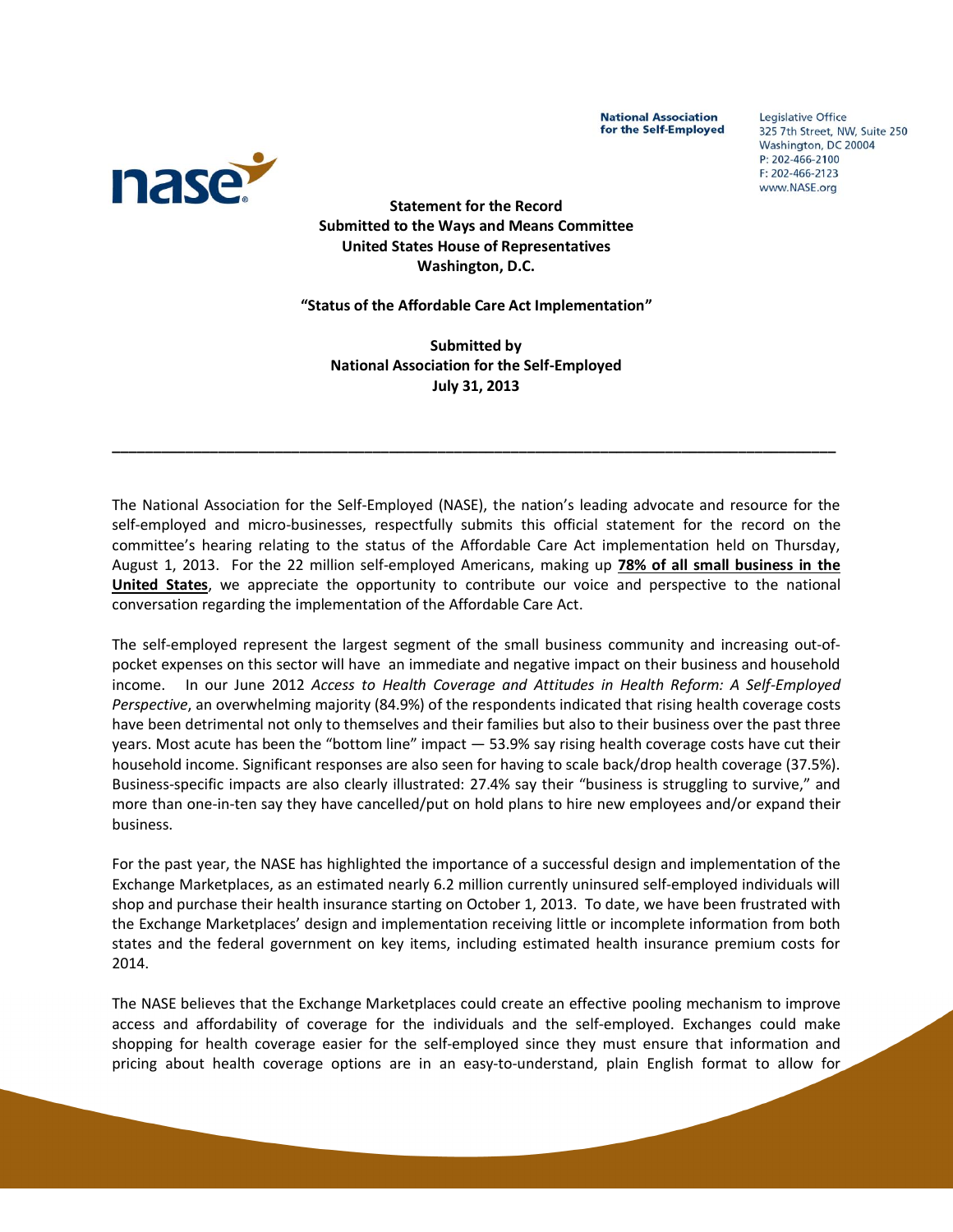National Association for the Self-Employed

Legislative Office
325 7th Street, NW, Suite 250
Washington, DC 20004
P: 202-466-2100
F: 202-466-2123
www.NASE.org

**Statement for the Record**
**Submitted to the Ways and Means Committee**
**United States House of Representatives**
**Washington, D.C.**

**"Status of the Affordable Care Act Implementation"**

**Submitted by**
**National Association for the Self-Employed**
**July 31, 2013**

---

The National Association for the Self-Employed (NASE), the nation's leading advocate and resource for the self-employed and micro-businesses, respectfully submits this official statement for the record on the committee's hearing relating to the status of the Affordable Care Act implementation held on Thursday, August 1, 2013. For the 22 million self-employed Americans, making up **78% of all small business in the United States**, we appreciate the opportunity to contribute our voice and perspective to the national conversation regarding the implementation of the Affordable Care Act.

The self-employed represent the largest segment of the small business community and increasing out-of-pocket expenses on this sector will have an immediate and negative impact on their business and household income. In our June 2012 *Access to Health Coverage and Attitudes in Health Reform: A Self-Employed Perspective*, an overwhelming majority (84.9%) of the respondents indicated that rising health coverage costs have been detrimental not only to themselves and their families but also to their business over the past three years. Most acute has been the "bottom line" impact — 53.9% say rising health coverage costs have cut their household income. Significant responses are also seen for having to scale back/drop health coverage (37.5%). Business-specific impacts are also clearly illustrated: 27.4% say their "business is struggling to survive," and more than one-in-ten say they have cancelled/put on hold plans to hire new employees and/or expand their business.

For the past year, the NASE has highlighted the importance of a successful design and implementation of the Exchange Marketplaces, as an estimated nearly 6.2 million currently uninsured self-employed individuals will shop and purchase their health insurance starting on October 1, 2013. To date, we have been frustrated with the Exchange Marketplaces' design and implementation receiving little or incomplete information from both states and the federal government on key items, including estimated health insurance premium costs for 2014.

The NASE believes that the Exchange Marketplaces could create an effective pooling mechanism to improve access and affordability of coverage for the individuals and the self-employed. Exchanges could make shopping for health coverage easier for the self-employed since they must ensure that information and pricing about health coverage options are in an easy-to-understand, plain English format to allow for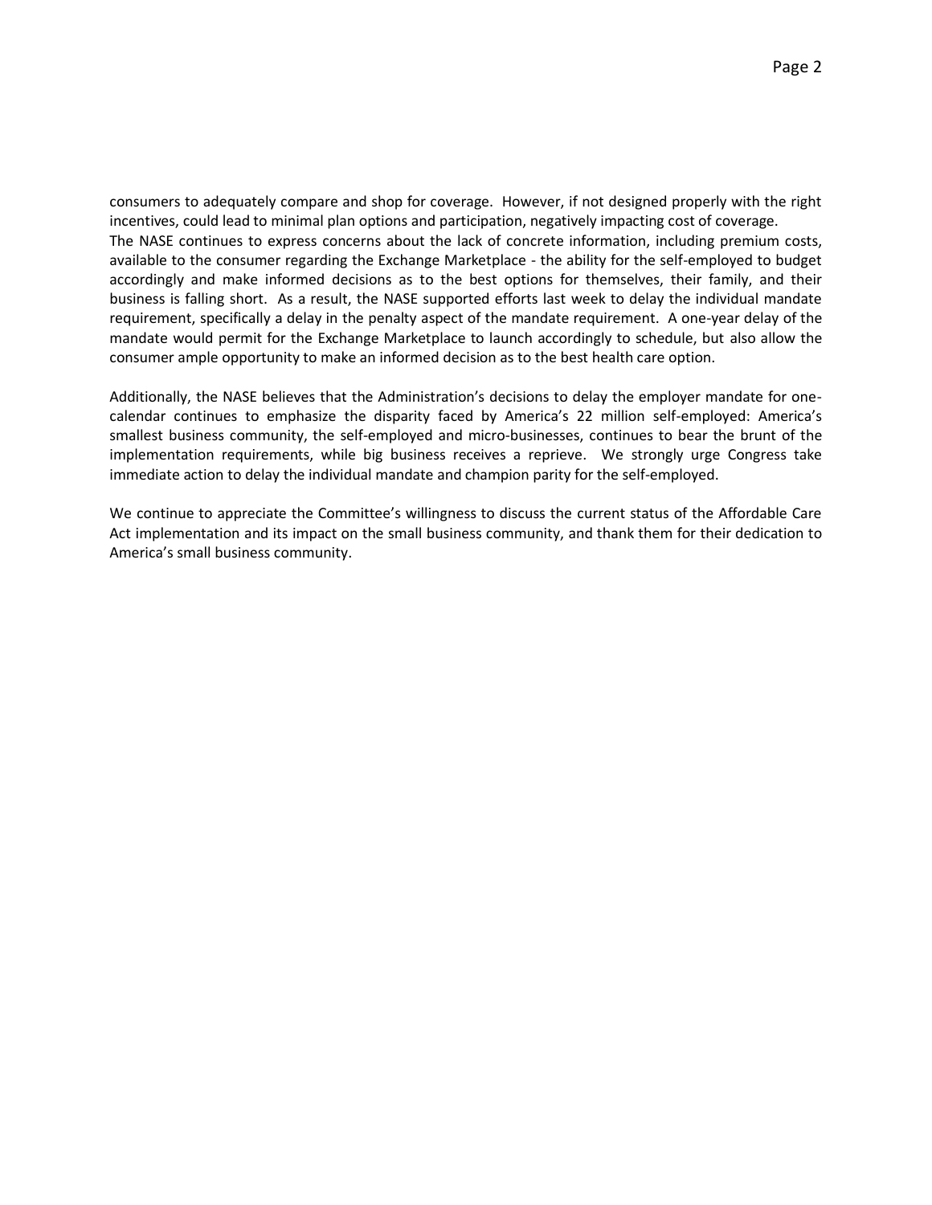consumers to adequately compare and shop for coverage. However, if not designed properly with the right incentives, could lead to minimal plan options and participation, negatively impacting cost of coverage.
The NASE continues to express concerns about the lack of concrete information, including premium costs, available to the consumer regarding the Exchange Marketplace - the ability for the self-employed to budget accordingly and make informed decisions as to the best options for themselves, their family, and their business is falling short. As a result, the NASE supported efforts last week to delay the individual mandate requirement, specifically a delay in the penalty aspect of the mandate requirement. A one-year delay of the mandate would permit for the Exchange Marketplace to launch accordingly to schedule, but also allow the consumer ample opportunity to make an informed decision as to the best health care option.

Additionally, the NASE believes that the Administration's decisions to delay the employer mandate for one-calendar continues to emphasize the disparity faced by America's 22 million self-employed: America's smallest business community, the self-employed and micro-businesses, continues to bear the brunt of the implementation requirements, while big business receives a reprieve. We strongly urge Congress take immediate action to delay the individual mandate and champion parity for the self-employed.

We continue to appreciate the Committee's willingness to discuss the current status of the Affordable Care Act implementation and its impact on the small business community, and thank them for their dedication to America's small business community.